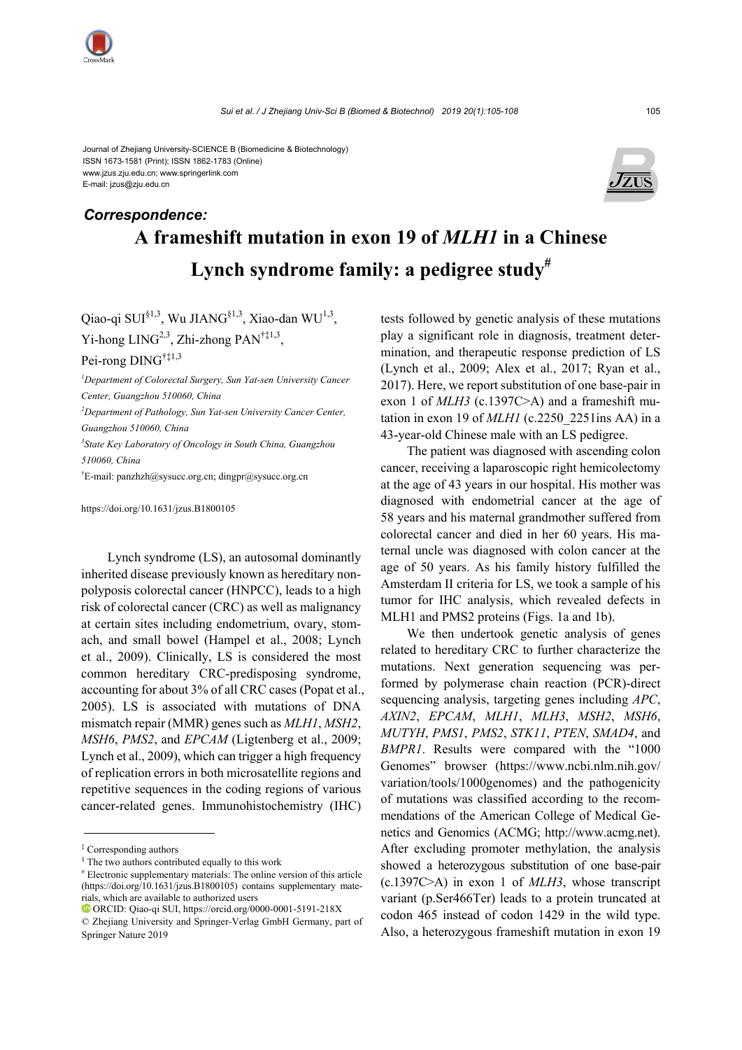Journal of Zhejiang University-SCIENCE B (Biomedicine & Biotechnology)
ISSN 1673-1581 (Print); ISSN 1862-1783 (Online)
www.jzus.zju.edu.cn; www.springerlink.com
E-mail: jzus@zju.edu.cn

***Correspondence:***

# A frameshift mutation in exon 19 of *MLH1* in a Chinese Lynch syndrome family: a pedigree study[#]

Qiao-qi SUI[§1,3], Wu JIANG[§1,3], Xiao-dan WU[1,3], Yi-hong LING[2,3], Zhi-zhong PAN[†‡1,3], Pei-rong DING[†‡1,3]

[1]*Department of Colorectal Surgery, Sun Yat-sen University Cancer Center, Guangzhou 510060, China*

[2]*Department of Pathology, Sun Yat-sen University Cancer Center, Guangzhou 510060, China*

[3]*State Key Laboratory of Oncology in South China, Guangzhou 510060, China*

[†]E-mail: panzhzh@sysucc.org.cn; dingpr@sysucc.org.cn

https://doi.org/10.1631/jzus.B1800105

Lynch syndrome (LS), an autosomal dominantly inherited disease previously known as hereditary non-polyposis colorectal cancer (HNPCC), leads to a high risk of colorectal cancer (CRC) as well as malignancy at certain sites including endometrium, ovary, stomach, and small bowel (Hampel et al., 2008; Lynch et al., 2009). Clinically, LS is considered the most common hereditary CRC-predisposing syndrome, accounting for about 3% of all CRC cases (Popat et al., 2005). LS is associated with mutations of DNA mismatch repair (MMR) genes such as *MLH1*, *MSH2*, *MSH6*, *PMS2*, and *EPCAM* (Ligtenberg et al., 2009; Lynch et al., 2009), which can trigger a high frequency of replication errors in both microsatellite regions and repetitive sequences in the coding regions of various cancer-related genes. Immunohistochemistry (IHC) tests followed by genetic analysis of these mutations play a significant role in diagnosis, treatment determination, and therapeutic response prediction of LS (Lynch et al., 2009; Alex et al., 2017; Ryan et al., 2017). Here, we report substitution of one base-pair in exon 1 of *MLH3* (c.1397C>A) and a frameshift mutation in exon 19 of *MLH1* (c.2250_2251ins AA) in a 43-year-old Chinese male with an LS pedigree.

The patient was diagnosed with ascending colon cancer, receiving a laparoscopic right hemicolectomy at the age of 43 years in our hospital. His mother was diagnosed with endometrial cancer at the age of 58 years and his maternal grandmother suffered from colorectal cancer and died in her 60 years. His maternal uncle was diagnosed with colon cancer at the age of 50 years. As his family history fulfilled the Amsterdam II criteria for LS, we took a sample of his tumor for IHC analysis, which revealed defects in MLH1 and PMS2 proteins (Figs. 1a and 1b).

We then undertook genetic analysis of genes related to hereditary CRC to further characterize the mutations. Next generation sequencing was performed by polymerase chain reaction (PCR)-direct sequencing analysis, targeting genes including *APC*, *AXIN2*, *EPCAM*, *MLH1*, *MLH3*, *MSH2*, *MSH6*, *MUTYH*, *PMS1*, *PMS2*, *STK11*, *PTEN*, *SMAD4*, and *BMPR1*. Results were compared with the "1000 Genomes" browser (https://www.ncbi.nlm.nih.gov/variation/tools/1000genomes) and the pathogenicity of mutations was classified according to the recommendations of the American College of Medical Genetics and Genomics (ACMG; http://www.acmg.net). After excluding promoter methylation, the analysis showed a heterozygous substitution of one base-pair (c.1397C>A) in exon 1 of *MLH3*, whose transcript variant (p.Ser466Ter) leads to a protein truncated at codon 465 instead of codon 1429 in the wild type. Also, a heterozygous frameshift mutation in exon 19

---

[‡] Corresponding authors

[§] The two authors contributed equally to this work

[#] Electronic supplementary materials: The online version of this article (https://doi.org/10.1631/jzus.B1800105) contains supplementary materials, which are available to authorized users

ORCID: Qiao-qi SUI, https://orcid.org/0000-0001-5191-218X

© Zhejiang University and Springer-Verlag GmbH Germany, part of Springer Nature 2019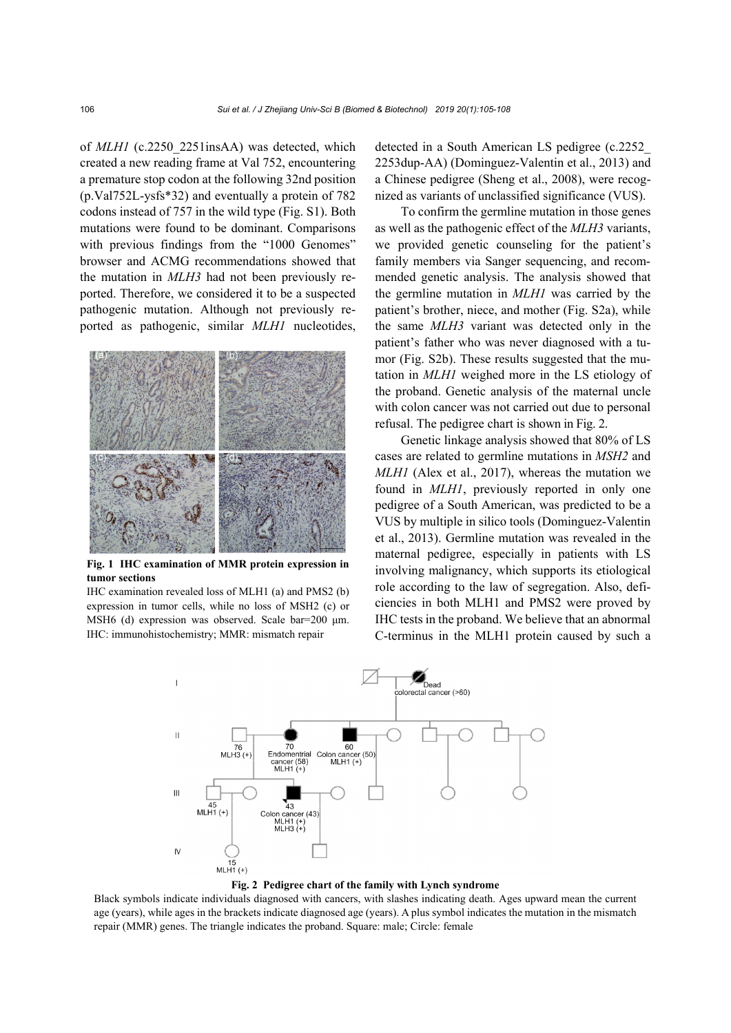of *MLH1* (c.2250_2251insAA) was detected, which created a new reading frame at Val 752, encountering a premature stop codon at the following 32nd position (p.Val752L-ysfs*32) and eventually a protein of 782 codons instead of 757 in the wild type (Fig. S1). Both mutations were found to be dominant. Comparisons with previous findings from the "1000 Genomes" browser and ACMG recommendations showed that the mutation in *MLH3* had not been previously reported. Therefore, we considered it to be a suspected pathogenic mutation. Although not previously reported as pathogenic, similar *MLH1* nucleotides, detected in a South American LS pedigree (c.2252_2253dup-AA) (Dominguez-Valentin et al., 2013) and a Chinese pedigree (Sheng et al., 2008), were recognized as variants of unclassified significance (VUS).

**Fig. 1 IHC examination of MMR protein expression in tumor sections**

IHC examination revealed loss of MLH1 (a) and PMS2 (b) expression in tumor cells, while no loss of MSH2 (c) or MSH6 (d) expression was observed. Scale bar=200 μm. IHC: immunohistochemistry; MMR: mismatch repair

To confirm the germline mutation in those genes as well as the pathogenic effect of the *MLH3* variants, we provided genetic counseling for the patient's family members via Sanger sequencing, and recommended genetic analysis. The analysis showed that the germline mutation in *MLH1* was carried by the patient's brother, niece, and mother (Fig. S2a), while the same *MLH3* variant was detected only in the patient's father who was never diagnosed with a tumor (Fig. S2b). These results suggested that the mutation in *MLH1* weighed more in the LS etiology of the proband. Genetic analysis of the maternal uncle with colon cancer was not carried out due to personal refusal. The pedigree chart is shown in Fig. 2.

Genetic linkage analysis showed that 80% of LS cases are related to germline mutations in *MSH2* and *MLH1* (Alex et al., 2017), whereas the mutation we found in *MLH1*, previously reported in only one pedigree of a South American, was predicted to be a VUS by multiple in silico tools (Dominguez-Valentin et al., 2013). Germline mutation was revealed in the maternal pedigree, especially in patients with LS involving malignancy, which supports its etiological role according to the law of segregation. Also, deficiencies in both MLH1 and PMS2 were proved by IHC tests in the proband. We believe that an abnormal C-terminus in the MLH1 protein caused by such a

**Fig. 2 Pedigree chart of the family with Lynch syndrome**

Black symbols indicate individuals diagnosed with cancers, with slashes indicating death. Ages upward mean the current age (years), while ages in the brackets indicate diagnosed age (years). A plus symbol indicates the mutation in the mismatch repair (MMR) genes. The triangle indicates the proband. Square: male; Circle: female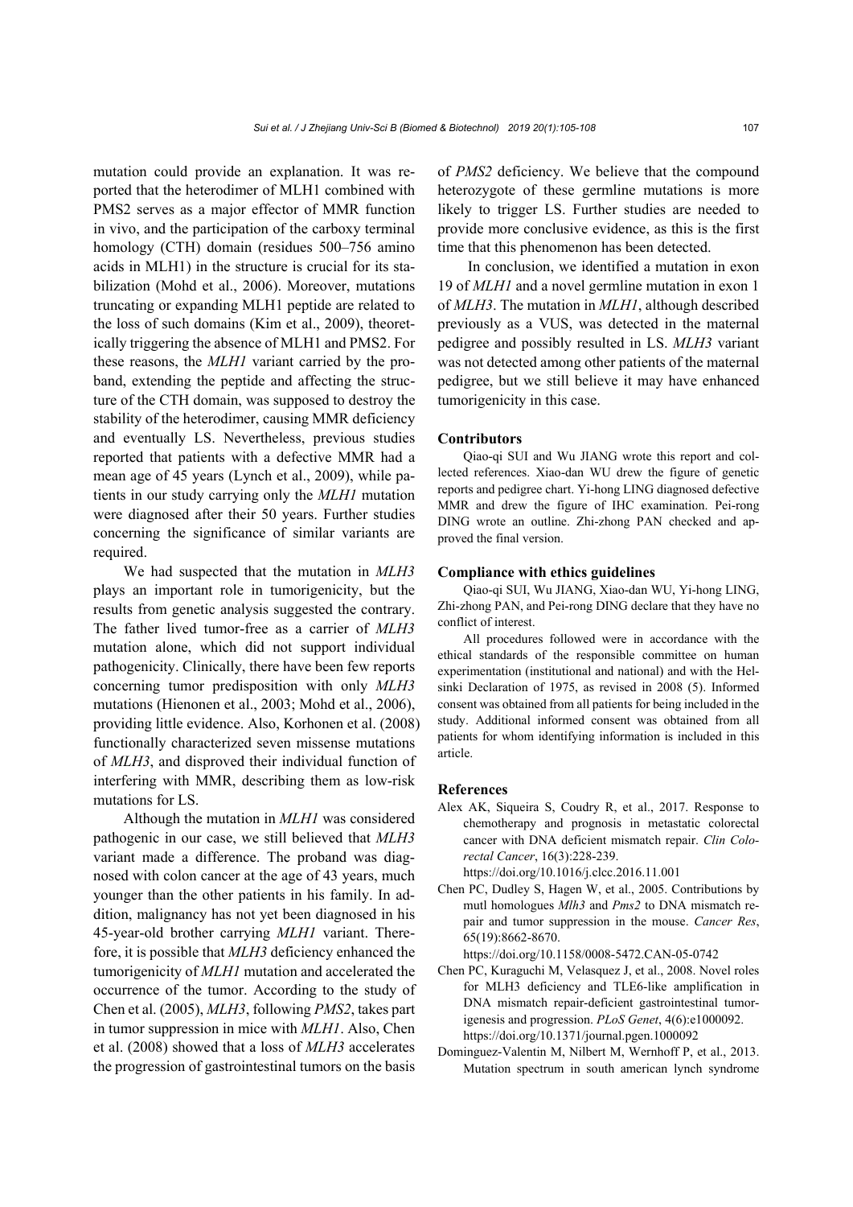mutation could provide an explanation. It was reported that the heterodimer of MLH1 combined with PMS2 serves as a major effector of MMR function in vivo, and the participation of the carboxy terminal homology (CTH) domain (residues 500–756 amino acids in MLH1) in the structure is crucial for its stabilization (Mohd et al., 2006). Moreover, mutations truncating or expanding MLH1 peptide are related to the loss of such domains (Kim et al., 2009), theoretically triggering the absence of MLH1 and PMS2. For these reasons, the *MLH1* variant carried by the proband, extending the peptide and affecting the structure of the CTH domain, was supposed to destroy the stability of the heterodimer, causing MMR deficiency and eventually LS. Nevertheless, previous studies reported that patients with a defective MMR had a mean age of 45 years (Lynch et al., 2009), while patients in our study carrying only the *MLH1* mutation were diagnosed after their 50 years. Further studies concerning the significance of similar variants are required.

We had suspected that the mutation in *MLH3* plays an important role in tumorigenicity, but the results from genetic analysis suggested the contrary. The father lived tumor-free as a carrier of *MLH3* mutation alone, which did not support individual pathogenicity. Clinically, there have been few reports concerning tumor predisposition with only *MLH3* mutations (Hienonen et al., 2003; Mohd et al., 2006), providing little evidence. Also, Korhonen et al. (2008) functionally characterized seven missense mutations of *MLH3*, and disproved their individual function of interfering with MMR, describing them as low-risk mutations for LS.

Although the mutation in *MLH1* was considered pathogenic in our case, we still believed that *MLH3* variant made a difference. The proband was diagnosed with colon cancer at the age of 43 years, much younger than the other patients in his family. In addition, malignancy has not yet been diagnosed in his 45-year-old brother carrying *MLH1* variant. Therefore, it is possible that *MLH3* deficiency enhanced the tumorigenicity of *MLH1* mutation and accelerated the occurrence of the tumor. According to the study of Chen et al. (2005), *MLH3*, following *PMS2*, takes part in tumor suppression in mice with *MLH1*. Also, Chen et al. (2008) showed that a loss of *MLH3* accelerates the progression of gastrointestinal tumors on the basis of *PMS2* deficiency. We believe that the compound heterozygote of these germline mutations is more likely to trigger LS. Further studies are needed to provide more conclusive evidence, as this is the first time that this phenomenon has been detected.

In conclusion, we identified a mutation in exon 19 of *MLH1* and a novel germline mutation in exon 1 of *MLH3*. The mutation in *MLH1*, although described previously as a VUS, was detected in the maternal pedigree and possibly resulted in LS. *MLH3* variant was not detected among other patients of the maternal pedigree, but we still believe it may have enhanced tumorigenicity in this case.

### Contributors

Qiao-qi SUI and Wu JIANG wrote this report and collected references. Xiao-dan WU drew the figure of genetic reports and pedigree chart. Yi-hong LING diagnosed defective MMR and drew the figure of IHC examination. Pei-rong DING wrote an outline. Zhi-zhong PAN checked and approved the final version.

### Compliance with ethics guidelines

Qiao-qi SUI, Wu JIANG, Xiao-dan WU, Yi-hong LING, Zhi-zhong PAN, and Pei-rong DING declare that they have no conflict of interest.

All procedures followed were in accordance with the ethical standards of the responsible committee on human experimentation (institutional and national) and with the Helsinki Declaration of 1975, as revised in 2008 (5). Informed consent was obtained from all patients for being included in the study. Additional informed consent was obtained from all patients for whom identifying information is included in this article.

### References

Alex AK, Siqueira S, Coudry R, et al., 2017. Response to chemotherapy and prognosis in metastatic colorectal cancer with DNA deficient mismatch repair. *Clin Colorectal Cancer*, 16(3):228-239. https://doi.org/10.1016/j.clcc.2016.11.001

Chen PC, Dudley S, Hagen W, et al., 2005. Contributions by mutl homologues *Mlh3* and *Pms2* to DNA mismatch repair and tumor suppression in the mouse. *Cancer Res*, 65(19):8662-8670. https://doi.org/10.1158/0008-5472.CAN-05-0742

Chen PC, Kuraguchi M, Velasquez J, et al., 2008. Novel roles for MLH3 deficiency and TLE6-like amplification in DNA mismatch repair-deficient gastrointestinal tumorigenesis and progression. *PLoS Genet*, 4(6):e1000092. https://doi.org/10.1371/journal.pgen.1000092

Dominguez-Valentin M, Nilbert M, Wernhoff P, et al., 2013. Mutation spectrum in south american lynch syndrome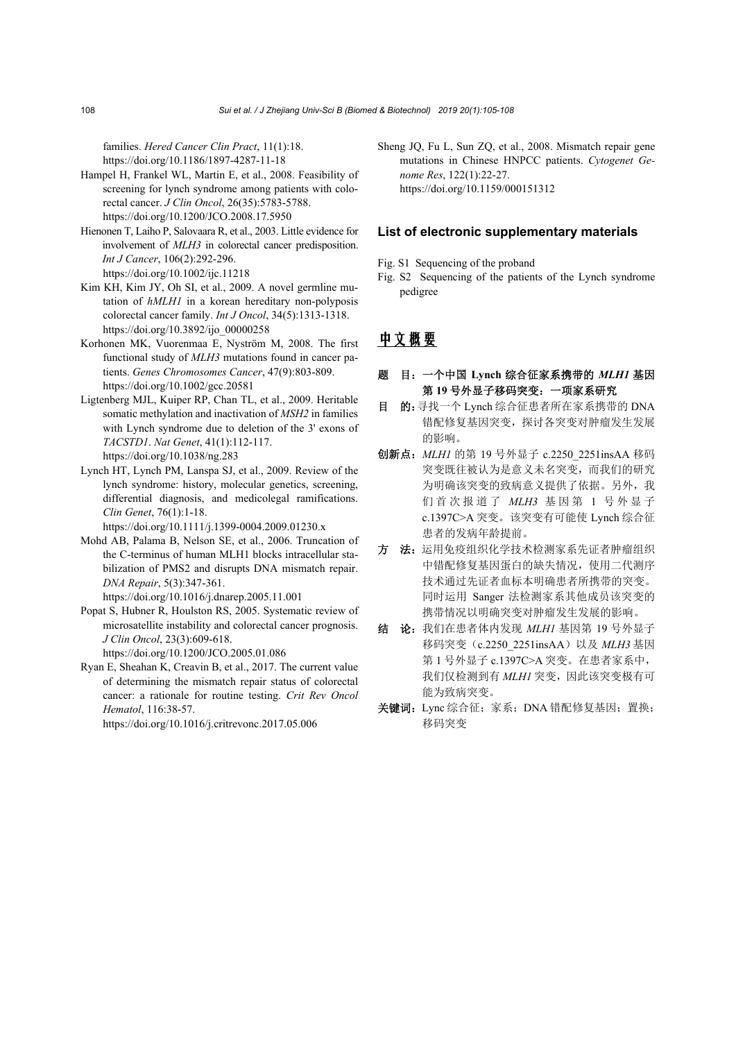families. *Hered Cancer Clin Pract*, 11(1):18.
https://doi.org/10.1186/1897-4287-11-18

Hampel H, Frankel WL, Martin E, et al., 2008. Feasibility of screening for lynch syndrome among patients with colorectal cancer. *J Clin Oncol*, 26(35):5783-5788.
https://doi.org/10.1200/JCO.2008.17.5950

Hienonen T, Laiho P, Salovaara R, et al., 2003. Little evidence for involvement of *MLH3* in colorectal cancer predisposition. *Int J Cancer*, 106(2):292-296.
https://doi.org/10.1002/ijc.11218

Kim KH, Kim JY, Oh SI, et al., 2009. A novel germline mutation of *hMLH1* in a korean hereditary non-polyposis colorectal cancer family. *Int J Oncol*, 34(5):1313-1318.
https://doi.org/10.3892/ijo_00000258

Korhonen MK, Vuorenmaa E, Nyström M, 2008. The first functional study of *MLH3* mutations found in cancer patients. *Genes Chromosomes Cancer*, 47(9):803-809.
https://doi.org/10.1002/gcc.20581

Ligtenberg MJL, Kuiper RP, Chan TL, et al., 2009. Heritable somatic methylation and inactivation of *MSH2* in families with Lynch syndrome due to deletion of the 3' exons of *TACSTD1*. *Nat Genet*, 41(1):112-117.
https://doi.org/10.1038/ng.283

Lynch HT, Lynch PM, Lanspa SJ, et al., 2009. Review of the lynch syndrome: history, molecular genetics, screening, differential diagnosis, and medicolegal ramifications. *Clin Genet*, 76(1):1-18.
https://doi.org/10.1111/j.1399-0004.2009.01230.x

Mohd AB, Palama B, Nelson SE, et al., 2006. Truncation of the C-terminus of human MLH1 blocks intracellular stabilization of PMS2 and disrupts DNA mismatch repair. *DNA Repair*, 5(3):347-361.
https://doi.org/10.1016/j.dnarep.2005.11.001

Popat S, Hubner R, Houlston RS, 2005. Systematic review of microsatellite instability and colorectal cancer prognosis. *J Clin Oncol*, 23(3):609-618.
https://doi.org/10.1200/JCO.2005.01.086

Ryan E, Sheahan K, Creavin B, et al., 2017. The current value of determining the mismatch repair status of colorectal cancer: a rationale for routine testing. *Crit Rev Oncol Hematol*, 116:38-57.
https://doi.org/10.1016/j.critrevonc.2017.05.006

Sheng JQ, Fu L, Sun ZQ, et al., 2008. Mismatch repair gene mutations in Chinese HNPCC patients. *Cytogenet Genome Res*, 122(1):22-27.
https://doi.org/10.1159/000151312

## List of electronic supplementary materials

Fig. S1 Sequencing of the proband

Fig. S2 Sequencing of the patients of the Lynch syndrome pedigree

## 中文概要

**题　目：一个中国 Lynch 综合征家系携带的 *MLH1* 基因第 19 号外显子移码突变：一项家系研究**

**目　的：** 寻找一个 Lynch 综合征患者所在家系携带的 DNA 错配修复基因突变，探讨各突变对肿瘤发生发展的影响。

**创新点：** *MLH1* 的第 19 号外显子 c.2250_2251insAA 移码突变既往被认为是意义未名突变，而我们的研究为明确该突变的致病意义提供了依据。另外，我们首次报道了 *MLH3* 基因第 1 号外显子 c.1397C>A 突变。该突变有可能使 Lynch 综合征患者的发病年龄提前。

**方　法：** 运用免疫组织化学技术检测家系先证者肿瘤组织中错配修复基因蛋白的缺失情况，使用二代测序技术通过先证者血标本明确患者所携带的突变。同时运用 Sanger 法检测家系其他成员该突变的携带情况以明确突变对肿瘤发生发展的影响。

**结　论：** 我们在患者体内发现 *MLH1* 基因第 19 号外显子移码突变（c.2250_2251insAA）以及 *MLH3* 基因第 1 号外显子 c.1397C>A 突变。在患者家系中，我们仅检测到有 *MLH1* 突变，因此该突变极有可能为致病突变。

**关键词：** Lync 综合征；家系；DNA 错配修复基因；置换；移码突变